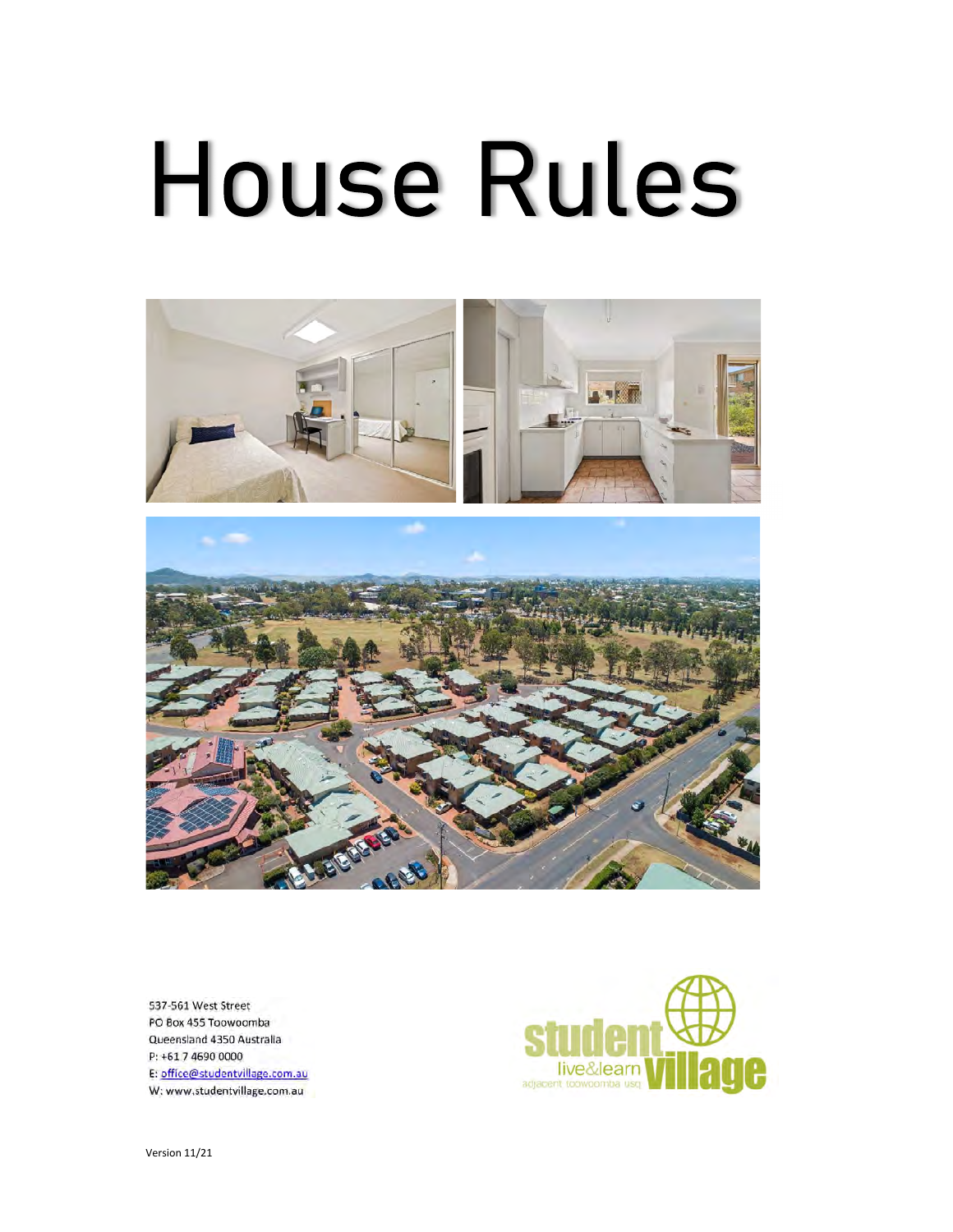# House Rules

537-561 West Street
PO Box 455 Toowoomba
Queensland 4350 Australia
P: +61 7 4690 0000
E: office@studentvillage.com.au
W: www.studentvillage.com.au

student village
live&learn
adjacent toowoomba usq

Version 11/21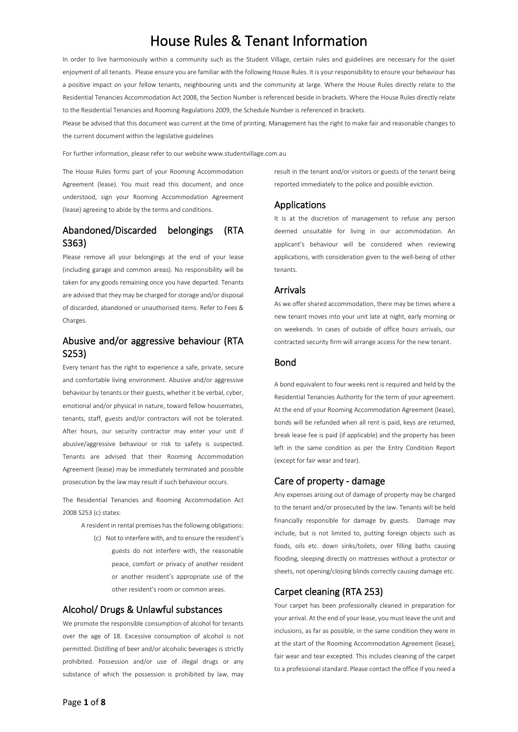# House Rules & Tenant Information

In order to live harmoniously within a community such as the Student Village, certain rules and guidelines are necessary for the quiet enjoyment of all tenants. Please ensure you are familiar with the following House Rules. It is your responsibility to ensure your behaviour has a positive impact on your fellow tenants, neighbouring units and the community at large. Where the House Rules directly relate to the Residential Tenancies Accommodation Act 2008, the Section Number is referenced beside in brackets. Where the House Rules directly relate to the Residential Tenancies and Rooming Regulations 2009, the Schedule Number is referenced in brackets.

Please be advised that this document was current at the time of printing. Management has the right to make fair and reasonable changes to the current document within the legislative guidelines

For further information, please refer to our website www.studentvillage.com.au

The House Rules forms part of your Rooming Accommodation Agreement (lease). You must read this document, and once understood, sign your Rooming Accommodation Agreement (lease) agreeing to abide by the terms and conditions.

## Abandoned/Discarded belongings (RTA S363)

Please remove all your belongings at the end of your lease (including garage and common areas). No responsibility will be taken for any goods remaining once you have departed. Tenants are advised that they may be charged for storage and/or disposal of discarded, abandoned or unauthorised items. Refer to Fees & Charges.

## Abusive and/or aggressive behaviour (RTA S253)

Every tenant has the right to experience a safe, private, secure and comfortable living environment. Abusive and/or aggressive behaviour by tenants or their guests, whether it be verbal, cyber, emotional and/or physical in nature, toward fellow housemates, tenants, staff, guests and/or contractors will not be tolerated. After hours, our security contractor may enter your unit if abusive/aggressive behaviour or risk to safety is suspected. Tenants are advised that their Rooming Accommodation Agreement (lease) may be immediately terminated and possible prosecution by the law may result if such behaviour occurs.

The Residential Tenancies and Rooming Accommodation Act 2008 S253 (c) states:

> A resident in rental premises has the following obligations:
>
> (c) Not to interfere with, and to ensure the resident's guests do not interfere with, the reasonable peace, comfort or privacy of another resident or another resident's appropriate use of the other resident's room or common areas.

## Alcohol/ Drugs & Unlawful substances

We promote the responsible consumption of alcohol for tenants over the age of 18. Excessive consumption of alcohol is not permitted. Distilling of beer and/or alcoholic beverages is strictly prohibited. Possession and/or use of illegal drugs or any substance of which the possession is prohibited by law, may result in the tenant and/or visitors or guests of the tenant being reported immediately to the police and possible eviction.

## Applications

It is at the discretion of management to refuse any person deemed unsuitable for living in our accommodation. An applicant's behaviour will be considered when reviewing applications, with consideration given to the well-being of other tenants.

## Arrivals

As we offer shared accommodation, there may be times where a new tenant moves into your unit late at night, early morning or on weekends. In cases of outside of office hours arrivals, our contracted security firm will arrange access for the new tenant.

## Bond

A bond equivalent to four weeks rent is required and held by the Residential Tenancies Authority for the term of your agreement. At the end of your Rooming Accommodation Agreement (lease), bonds will be refunded when all rent is paid, keys are returned, break lease fee is paid (if applicable) and the property has been left in the same condition as per the Entry Condition Report (except for fair wear and tear).

## Care of property - damage

Any expenses arising out of damage of property may be charged to the tenant and/or prosecuted by the law. Tenants will be held financially responsible for damage by guests. Damage may include, but is not limited to, putting foreign objects such as foods, oils etc. down sinks/toilets, over filling baths causing flooding, sleeping directly on mattresses without a protector or sheets, not opening/closing blinds correctly causing damage etc.

## Carpet cleaning (RTA 253)

Your carpet has been professionally cleaned in preparation for your arrival. At the end of your lease, you must leave the unit and inclusions, as far as possible, in the same condition they were in at the start of the Rooming Accommodation Agreement (lease), fair wear and tear excepted. This includes cleaning of the carpet to a professional standard. Please contact the office if you need a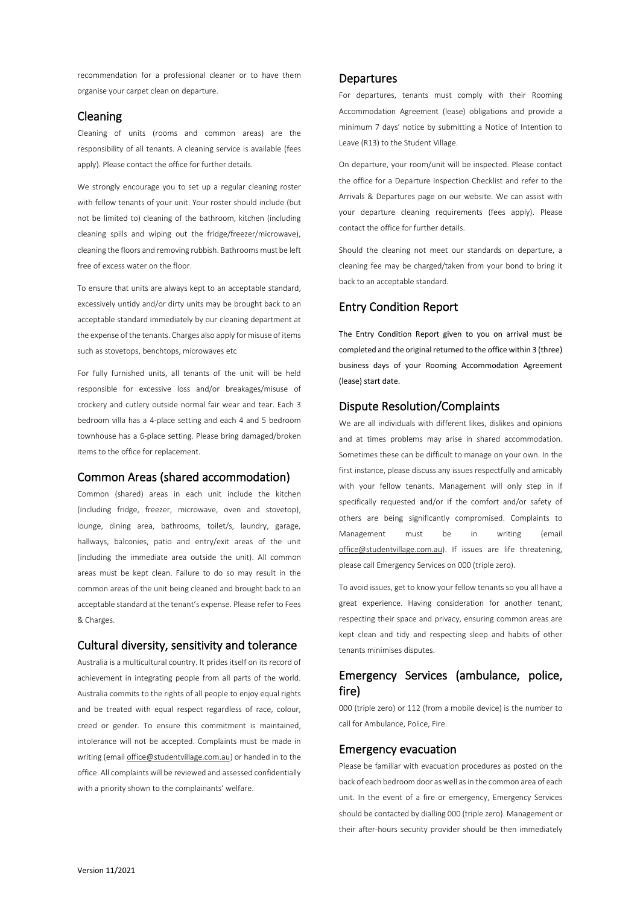recommendation for a professional cleaner or to have them organise your carpet clean on departure.

## Cleaning

Cleaning of units (rooms and common areas) are the responsibility of all tenants. A cleaning service is available (fees apply). Please contact the office for further details.

We strongly encourage you to set up a regular cleaning roster with fellow tenants of your unit. Your roster should include (but not be limited to) cleaning of the bathroom, kitchen (including cleaning spills and wiping out the fridge/freezer/microwave), cleaning the floors and removing rubbish. Bathrooms must be left free of excess water on the floor.

To ensure that units are always kept to an acceptable standard, excessively untidy and/or dirty units may be brought back to an acceptable standard immediately by our cleaning department at the expense of the tenants. Charges also apply for misuse of items such as stovetops, benchtops, microwaves etc

For fully furnished units, all tenants of the unit will be held responsible for excessive loss and/or breakages/misuse of crockery and cutlery outside normal fair wear and tear. Each 3 bedroom villa has a 4-place setting and each 4 and 5 bedroom townhouse has a 6-place setting. Please bring damaged/broken items to the office for replacement.

## Common Areas (shared accommodation)

Common (shared) areas in each unit include the kitchen (including fridge, freezer, microwave, oven and stovetop), lounge, dining area, bathrooms, toilet/s, laundry, garage, hallways, balconies, patio and entry/exit areas of the unit (including the immediate area outside the unit). All common areas must be kept clean. Failure to do so may result in the common areas of the unit being cleaned and brought back to an acceptable standard at the tenant's expense. Please refer to Fees & Charges.

## Cultural diversity, sensitivity and tolerance

Australia is a multicultural country. It prides itself on its record of achievement in integrating people from all parts of the world. Australia commits to the rights of all people to enjoy equal rights and be treated with equal respect regardless of race, colour, creed or gender. To ensure this commitment is maintained, intolerance will not be accepted. Complaints must be made in writing (email office@studentvillage.com.au) or handed in to the office. All complaints will be reviewed and assessed confidentially with a priority shown to the complainants' welfare.

## Departures

For departures, tenants must comply with their Rooming Accommodation Agreement (lease) obligations and provide a minimum 7 days' notice by submitting a Notice of Intention to Leave (R13) to the Student Village.

On departure, your room/unit will be inspected. Please contact the office for a Departure Inspection Checklist and refer to the Arrivals & Departures page on our website. We can assist with your departure cleaning requirements (fees apply). Please contact the office for further details.

Should the cleaning not meet our standards on departure, a cleaning fee may be charged/taken from your bond to bring it back to an acceptable standard.

## Entry Condition Report

The Entry Condition Report given to you on arrival must be completed and the original returned to the office within 3 (three) business days of your Rooming Accommodation Agreement (lease) start date.

## Dispute Resolution/Complaints

We are all individuals with different likes, dislikes and opinions and at times problems may arise in shared accommodation. Sometimes these can be difficult to manage on your own. In the first instance, please discuss any issues respectfully and amicably with your fellow tenants. Management will only step in if specifically requested and/or if the comfort and/or safety of others are being significantly compromised. Complaints to Management must be in writing (email office@studentvillage.com.au). If issues are life threatening, please call Emergency Services on 000 (triple zero).

To avoid issues, get to know your fellow tenants so you all have a great experience. Having consideration for another tenant, respecting their space and privacy, ensuring common areas are kept clean and tidy and respecting sleep and habits of other tenants minimises disputes.

## Emergency Services (ambulance, police, fire)

000 (triple zero) or 112 (from a mobile device) is the number to call for Ambulance, Police, Fire.

## Emergency evacuation

Please be familiar with evacuation procedures as posted on the back of each bedroom door as well as in the common area of each unit. In the event of a fire or emergency, Emergency Services should be contacted by dialling 000 (triple zero). Management or their after-hours security provider should be then immediately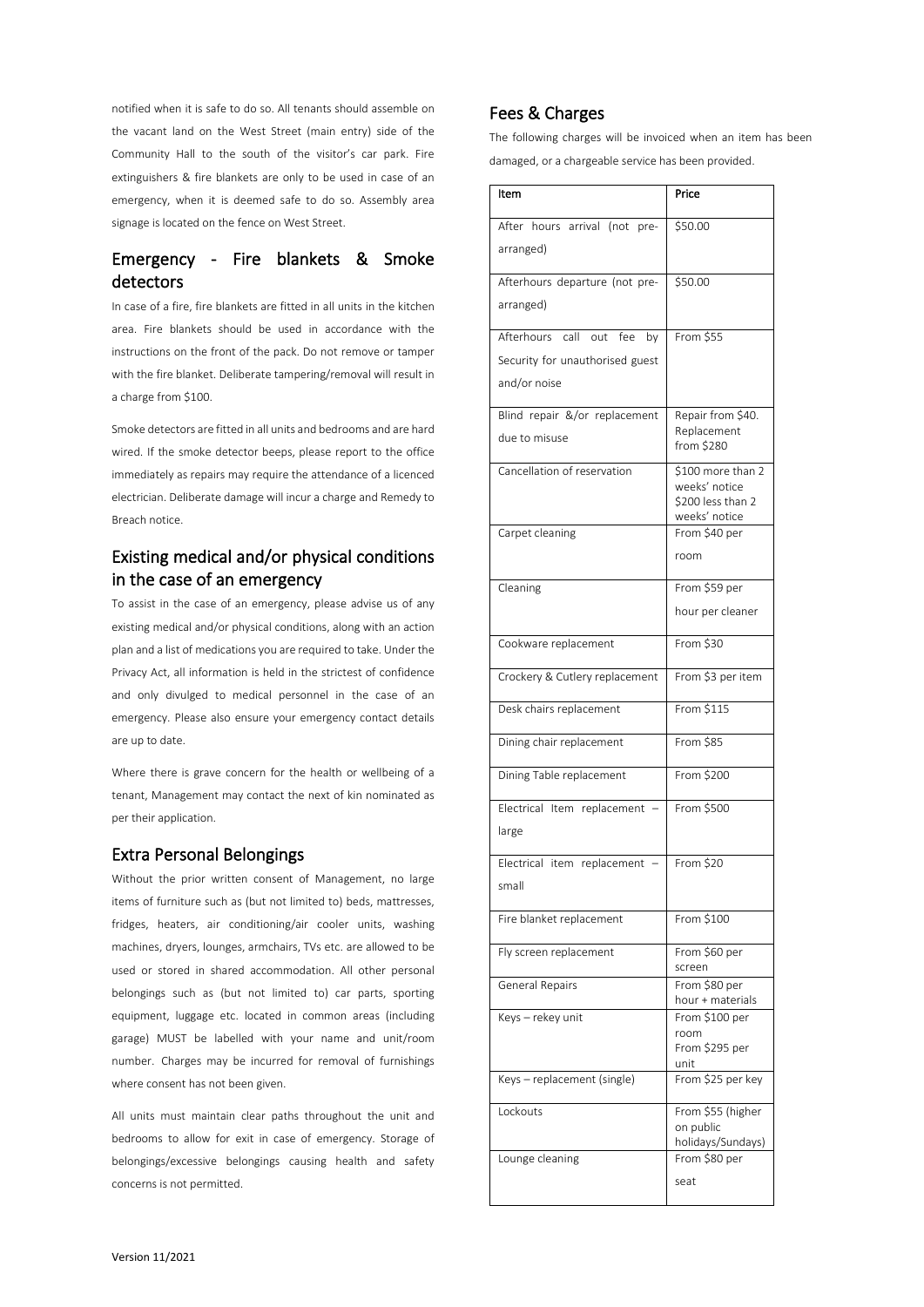notified when it is safe to do so. All tenants should assemble on the vacant land on the West Street (main entry) side of the Community Hall to the south of the visitor's car park. Fire extinguishers & fire blankets are only to be used in case of an emergency, when it is deemed safe to do so. Assembly area signage is located on the fence on West Street.

## Emergency - Fire blankets & Smoke detectors

In case of a fire, fire blankets are fitted in all units in the kitchen area. Fire blankets should be used in accordance with the instructions on the front of the pack. Do not remove or tamper with the fire blanket. Deliberate tampering/removal will result in a charge from $100.

Smoke detectors are fitted in all units and bedrooms and are hard wired. If the smoke detector beeps, please report to the office immediately as repairs may require the attendance of a licenced electrician. Deliberate damage will incur a charge and Remedy to Breach notice.

## Existing medical and/or physical conditions in the case of an emergency

To assist in the case of an emergency, please advise us of any existing medical and/or physical conditions, along with an action plan and a list of medications you are required to take. Under the Privacy Act, all information is held in the strictest of confidence and only divulged to medical personnel in the case of an emergency. Please also ensure your emergency contact details are up to date.

Where there is grave concern for the health or wellbeing of a tenant, Management may contact the next of kin nominated as per their application.

## Extra Personal Belongings

Without the prior written consent of Management, no large items of furniture such as (but not limited to) beds, mattresses, fridges, heaters, air conditioning/air cooler units, washing machines, dryers, lounges, armchairs, TVs etc. are allowed to be used or stored in shared accommodation. All other personal belongings such as (but not limited to) car parts, sporting equipment, luggage etc. located in common areas (including garage) MUST be labelled with your name and unit/room number. Charges may be incurred for removal of furnishings where consent has not been given.

All units must maintain clear paths throughout the unit and bedrooms to allow for exit in case of emergency. Storage of belongings/excessive belongings causing health and safety concerns is not permitted.

## Fees & Charges

The following charges will be invoiced when an item has been damaged, or a chargeable service has been provided.

| Item | Price |
|---|---|
| After hours arrival (not pre-arranged) | $50.00 |
| Afterhours departure (not pre-arranged) | $50.00 |
| Afterhours call out fee by Security for unauthorised guest and/or noise | From $55 |
| Blind repair &/or replacement due to misuse | Repair from $40. Replacement from $280 |
| Cancellation of reservation | $100 more than 2 weeks' notice $200 less than 2 weeks' notice |
| Carpet cleaning | From $40 per room |
| Cleaning | From $59 per hour per cleaner |
| Cookware replacement | From $30 |
| Crockery & Cutlery replacement | From $3 per item |
| Desk chairs replacement | From $115 |
| Dining chair replacement | From $85 |
| Dining Table replacement | From $200 |
| Electrical Item replacement – large | From $500 |
| Electrical item replacement – small | From $20 |
| Fire blanket replacement | From $100 |
| Fly screen replacement | From $60 per screen |
| General Repairs | From $80 per hour + materials |
| Keys – rekey unit | From $100 per room From $295 per unit |
| Keys – replacement (single) | From $25 per key |
| Lockouts | From $55 (higher on public holidays/Sundays) |
| Lounge cleaning | From $80 per seat |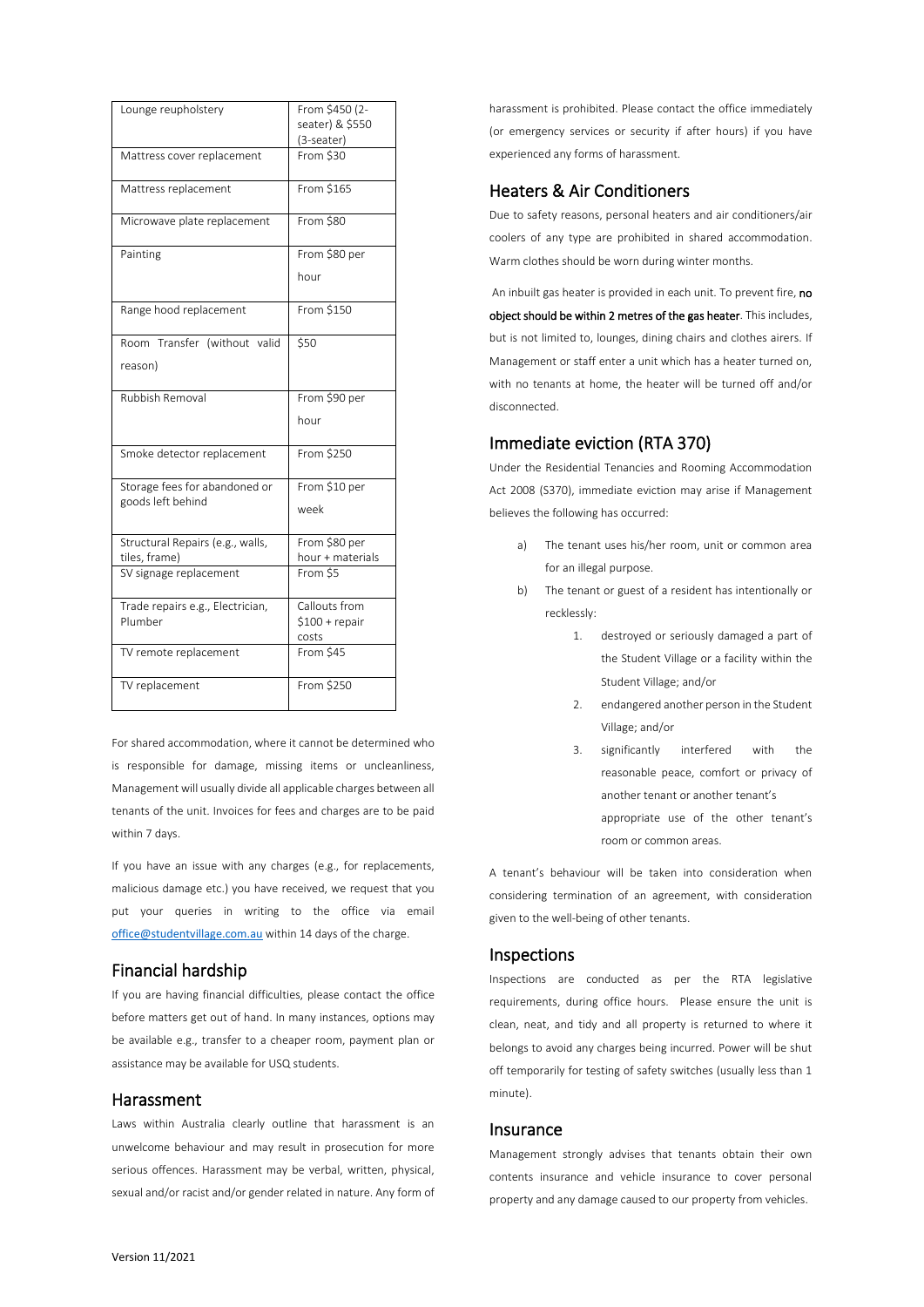| Lounge reupholstery | From $450 (2-seater) & $550 (3-seater) |
|---|---|
| Mattress cover replacement | From $30 |
| Mattress replacement | From $165 |
| Microwave plate replacement | From $80 |
| Painting | From $80 per hour |
| Range hood replacement | From $150 |
| Room Transfer (without valid reason) | $50 |
| Rubbish Removal | From $90 per hour |
| Smoke detector replacement | From $250 |
| Storage fees for abandoned or goods left behind | From $10 per week |
| Structural Repairs (e.g., walls, tiles, frame) | From $80 per hour + materials |
| SV signage replacement | From $5 |
| Trade repairs e.g., Electrician, Plumber | Callouts from $100 + repair costs |
| TV remote replacement | From $45 |
| TV replacement | From $250 |

For shared accommodation, where it cannot be determined who is responsible for damage, missing items or uncleanliness, Management will usually divide all applicable charges between all tenants of the unit. Invoices for fees and charges are to be paid within 7 days.

If you have an issue with any charges (e.g., for replacements, malicious damage etc.) you have received, we request that you put your queries in writing to the office via email office@studentvillage.com.au within 14 days of the charge.

## Financial hardship

If you are having financial difficulties, please contact the office before matters get out of hand. In many instances, options may be available e.g., transfer to a cheaper room, payment plan or assistance may be available for USQ students.

## Harassment

Laws within Australia clearly outline that harassment is an unwelcome behaviour and may result in prosecution for more serious offences. Harassment may be verbal, written, physical, sexual and/or racist and/or gender related in nature. Any form of harassment is prohibited. Please contact the office immediately (or emergency services or security if after hours) if you have experienced any forms of harassment.

## Heaters & Air Conditioners

Due to safety reasons, personal heaters and air conditioners/air coolers of any type are prohibited in shared accommodation. Warm clothes should be worn during winter months.

An inbuilt gas heater is provided in each unit. To prevent fire, **no object should be within 2 metres of the gas heater**. This includes, but is not limited to, lounges, dining chairs and clothes airers. If Management or staff enter a unit which has a heater turned on, with no tenants at home, the heater will be turned off and/or disconnected.

## Immediate eviction (RTA 370)

Under the Residential Tenancies and Rooming Accommodation Act 2008 (S370), immediate eviction may arise if Management believes the following has occurred:

a) The tenant uses his/her room, unit or common area for an illegal purpose.

b) The tenant or guest of a resident has intentionally or recklessly:

   1. destroyed or seriously damaged a part of the Student Village or a facility within the Student Village; and/or
   2. endangered another person in the Student Village; and/or
   3. significantly interfered with the reasonable peace, comfort or privacy of another tenant or another tenant's appropriate use of the other tenant's room or common areas.

A tenant's behaviour will be taken into consideration when considering termination of an agreement, with consideration given to the well-being of other tenants.

## Inspections

Inspections are conducted as per the RTA legislative requirements, during office hours. Please ensure the unit is clean, neat, and tidy and all property is returned to where it belongs to avoid any charges being incurred. Power will be shut off temporarily for testing of safety switches (usually less than 1 minute).

## Insurance

Management strongly advises that tenants obtain their own contents insurance and vehicle insurance to cover personal property and any damage caused to our property from vehicles.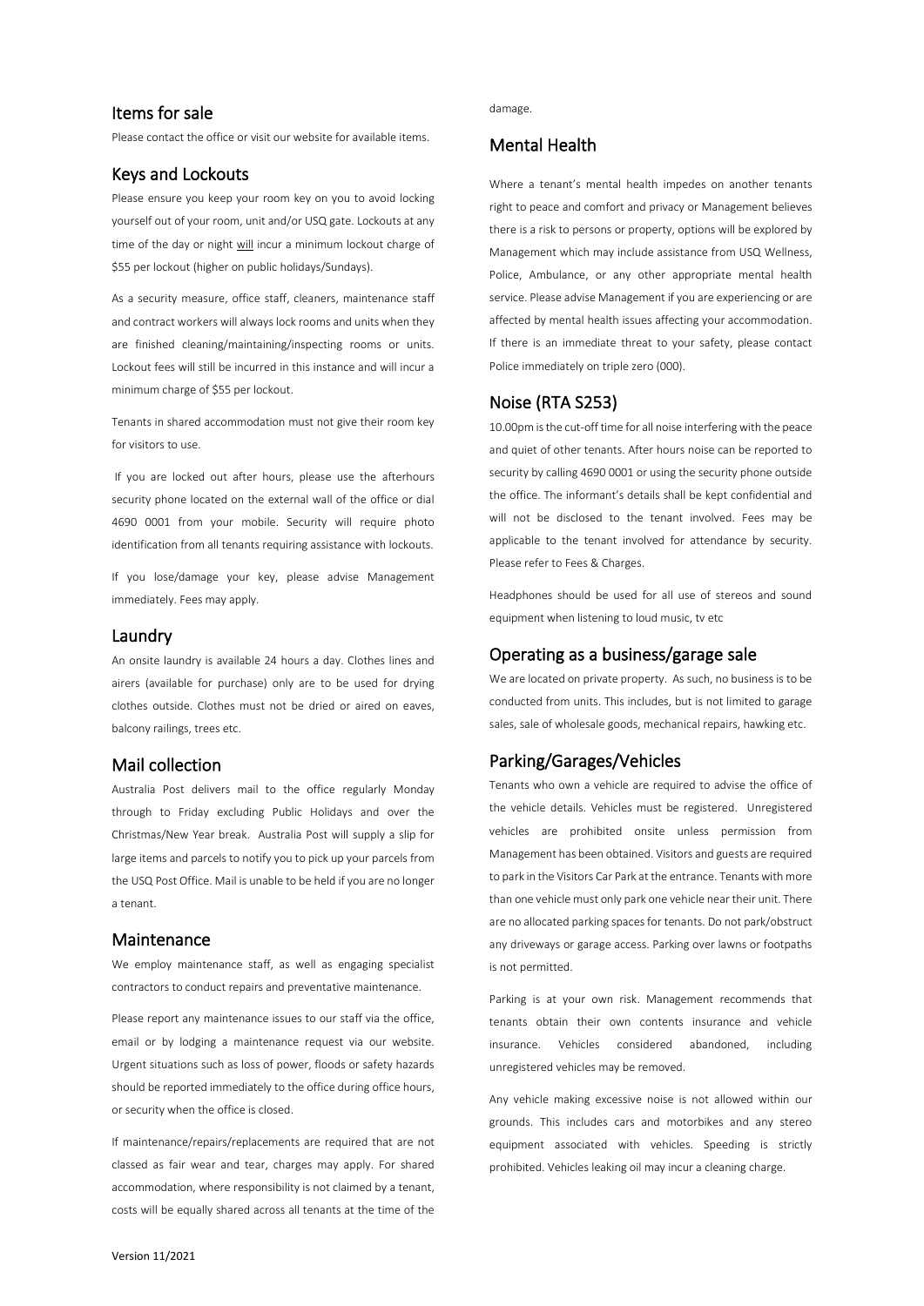## Items for sale

Please contact the office or visit our website for available items.

## Keys and Lockouts

Please ensure you keep your room key on you to avoid locking yourself out of your room, unit and/or USQ gate. Lockouts at any time of the day or night will incur a minimum lockout charge of $55 per lockout (higher on public holidays/Sundays).

As a security measure, office staff, cleaners, maintenance staff and contract workers will always lock rooms and units when they are finished cleaning/maintaining/inspecting rooms or units. Lockout fees will still be incurred in this instance and will incur a minimum charge of $55 per lockout.

Tenants in shared accommodation must not give their room key for visitors to use.

If you are locked out after hours, please use the afterhours security phone located on the external wall of the office or dial 4690 0001 from your mobile. Security will require photo identification from all tenants requiring assistance with lockouts.

If you lose/damage your key, please advise Management immediately. Fees may apply.

## Laundry

An onsite laundry is available 24 hours a day. Clothes lines and airers (available for purchase) only are to be used for drying clothes outside. Clothes must not be dried or aired on eaves, balcony railings, trees etc.

## Mail collection

Australia Post delivers mail to the office regularly Monday through to Friday excluding Public Holidays and over the Christmas/New Year break. Australia Post will supply a slip for large items and parcels to notify you to pick up your parcels from the USQ Post Office. Mail is unable to be held if you are no longer a tenant.

## Maintenance

We employ maintenance staff, as well as engaging specialist contractors to conduct repairs and preventative maintenance.

Please report any maintenance issues to our staff via the office, email or by lodging a maintenance request via our website. Urgent situations such as loss of power, floods or safety hazards should be reported immediately to the office during office hours, or security when the office is closed.

If maintenance/repairs/replacements are required that are not classed as fair wear and tear, charges may apply. For shared accommodation, where responsibility is not claimed by a tenant, costs will be equally shared across all tenants at the time of the damage.

## Mental Health

Where a tenant's mental health impedes on another tenants right to peace and comfort and privacy or Management believes there is a risk to persons or property, options will be explored by Management which may include assistance from USQ Wellness, Police, Ambulance, or any other appropriate mental health service. Please advise Management if you are experiencing or are affected by mental health issues affecting your accommodation. If there is an immediate threat to your safety, please contact Police immediately on triple zero (000).

## Noise (RTA S253)

10.00pm is the cut-off time for all noise interfering with the peace and quiet of other tenants. After hours noise can be reported to security by calling 4690 0001 or using the security phone outside the office. The informant's details shall be kept confidential and will not be disclosed to the tenant involved. Fees may be applicable to the tenant involved for attendance by security. Please refer to Fees & Charges.

Headphones should be used for all use of stereos and sound equipment when listening to loud music, tv etc

## Operating as a business/garage sale

We are located on private property. As such, no business is to be conducted from units. This includes, but is not limited to garage sales, sale of wholesale goods, mechanical repairs, hawking etc.

## Parking/Garages/Vehicles

Tenants who own a vehicle are required to advise the office of the vehicle details. Vehicles must be registered. Unregistered vehicles are prohibited onsite unless permission from Management has been obtained. Visitors and guests are required to park in the Visitors Car Park at the entrance. Tenants with more than one vehicle must only park one vehicle near their unit. There are no allocated parking spaces for tenants. Do not park/obstruct any driveways or garage access. Parking over lawns or footpaths is not permitted.

Parking is at your own risk. Management recommends that tenants obtain their own contents insurance and vehicle insurance. Vehicles considered abandoned, including unregistered vehicles may be removed.

Any vehicle making excessive noise is not allowed within our grounds. This includes cars and motorbikes and any stereo equipment associated with vehicles. Speeding is strictly prohibited. Vehicles leaking oil may incur a cleaning charge.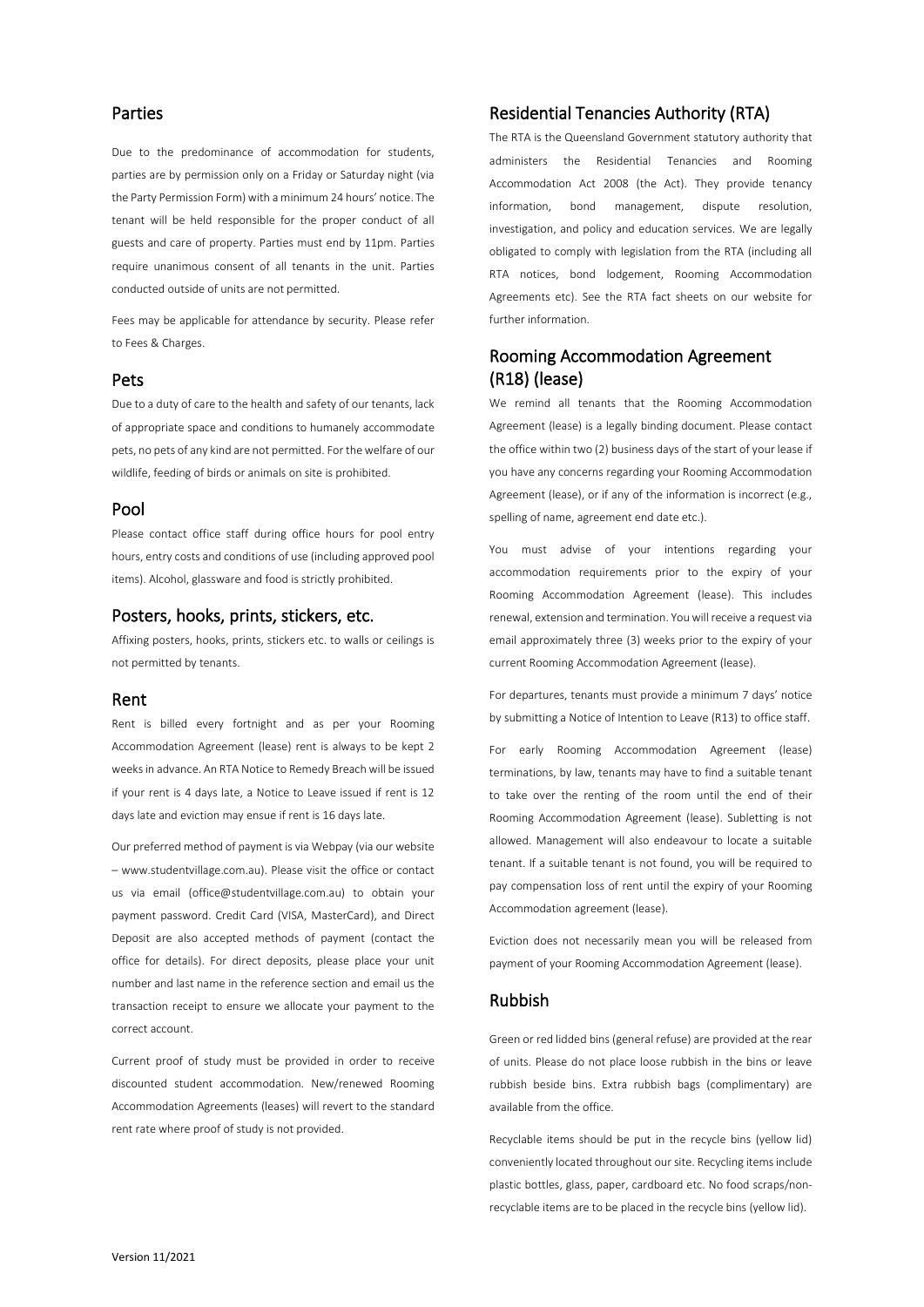## Parties

Due to the predominance of accommodation for students, parties are by permission only on a Friday or Saturday night (via the Party Permission Form) with a minimum 24 hours' notice. The tenant will be held responsible for the proper conduct of all guests and care of property. Parties must end by 11pm. Parties require unanimous consent of all tenants in the unit. Parties conducted outside of units are not permitted.

Fees may be applicable for attendance by security. Please refer to Fees & Charges.

## Pets

Due to a duty of care to the health and safety of our tenants, lack of appropriate space and conditions to humanely accommodate pets, no pets of any kind are not permitted. For the welfare of our wildlife, feeding of birds or animals on site is prohibited.

## Pool

Please contact office staff during office hours for pool entry hours, entry costs and conditions of use (including approved pool items). Alcohol, glassware and food is strictly prohibited.

## Posters, hooks, prints, stickers, etc.

Affixing posters, hooks, prints, stickers etc. to walls or ceilings is not permitted by tenants.

## Rent

Rent is billed every fortnight and as per your Rooming Accommodation Agreement (lease) rent is always to be kept 2 weeks in advance. An RTA Notice to Remedy Breach will be issued if your rent is 4 days late, a Notice to Leave issued if rent is 12 days late and eviction may ensue if rent is 16 days late.

Our preferred method of payment is via Webpay (via our website – www.studentvillage.com.au). Please visit the office or contact us via email (office@studentvillage.com.au) to obtain your payment password. Credit Card (VISA, MasterCard), and Direct Deposit are also accepted methods of payment (contact the office for details). For direct deposits, please place your unit number and last name in the reference section and email us the transaction receipt to ensure we allocate your payment to the correct account.

Current proof of study must be provided in order to receive discounted student accommodation. New/renewed Rooming Accommodation Agreements (leases) will revert to the standard rent rate where proof of study is not provided.

## Residential Tenancies Authority (RTA)

The RTA is the Queensland Government statutory authority that administers the Residential Tenancies and Rooming Accommodation Act 2008 (the Act). They provide tenancy information, bond management, dispute resolution, investigation, and policy and education services. We are legally obligated to comply with legislation from the RTA (including all RTA notices, bond lodgement, Rooming Accommodation Agreements etc). See the RTA fact sheets on our website for further information.

## Rooming Accommodation Agreement (R18) (lease)

We remind all tenants that the Rooming Accommodation Agreement (lease) is a legally binding document. Please contact the office within two (2) business days of the start of your lease if you have any concerns regarding your Rooming Accommodation Agreement (lease), or if any of the information is incorrect (e.g., spelling of name, agreement end date etc.).

You must advise of your intentions regarding your accommodation requirements prior to the expiry of your Rooming Accommodation Agreement (lease). This includes renewal, extension and termination. You will receive a request via email approximately three (3) weeks prior to the expiry of your current Rooming Accommodation Agreement (lease).

For departures, tenants must provide a minimum 7 days' notice by submitting a Notice of Intention to Leave (R13) to office staff.

For early Rooming Accommodation Agreement (lease) terminations, by law, tenants may have to find a suitable tenant to take over the renting of the room until the end of their Rooming Accommodation Agreement (lease). Subletting is not allowed. Management will also endeavour to locate a suitable tenant. If a suitable tenant is not found, you will be required to pay compensation loss of rent until the expiry of your Rooming Accommodation agreement (lease).

Eviction does not necessarily mean you will be released from payment of your Rooming Accommodation Agreement (lease).

## Rubbish

Green or red lidded bins (general refuse) are provided at the rear of units. Please do not place loose rubbish in the bins or leave rubbish beside bins. Extra rubbish bags (complimentary) are available from the office.

Recyclable items should be put in the recycle bins (yellow lid) conveniently located throughout our site. Recycling items include plastic bottles, glass, paper, cardboard etc. No food scraps/non-recyclable items are to be placed in the recycle bins (yellow lid).

Version 11/2021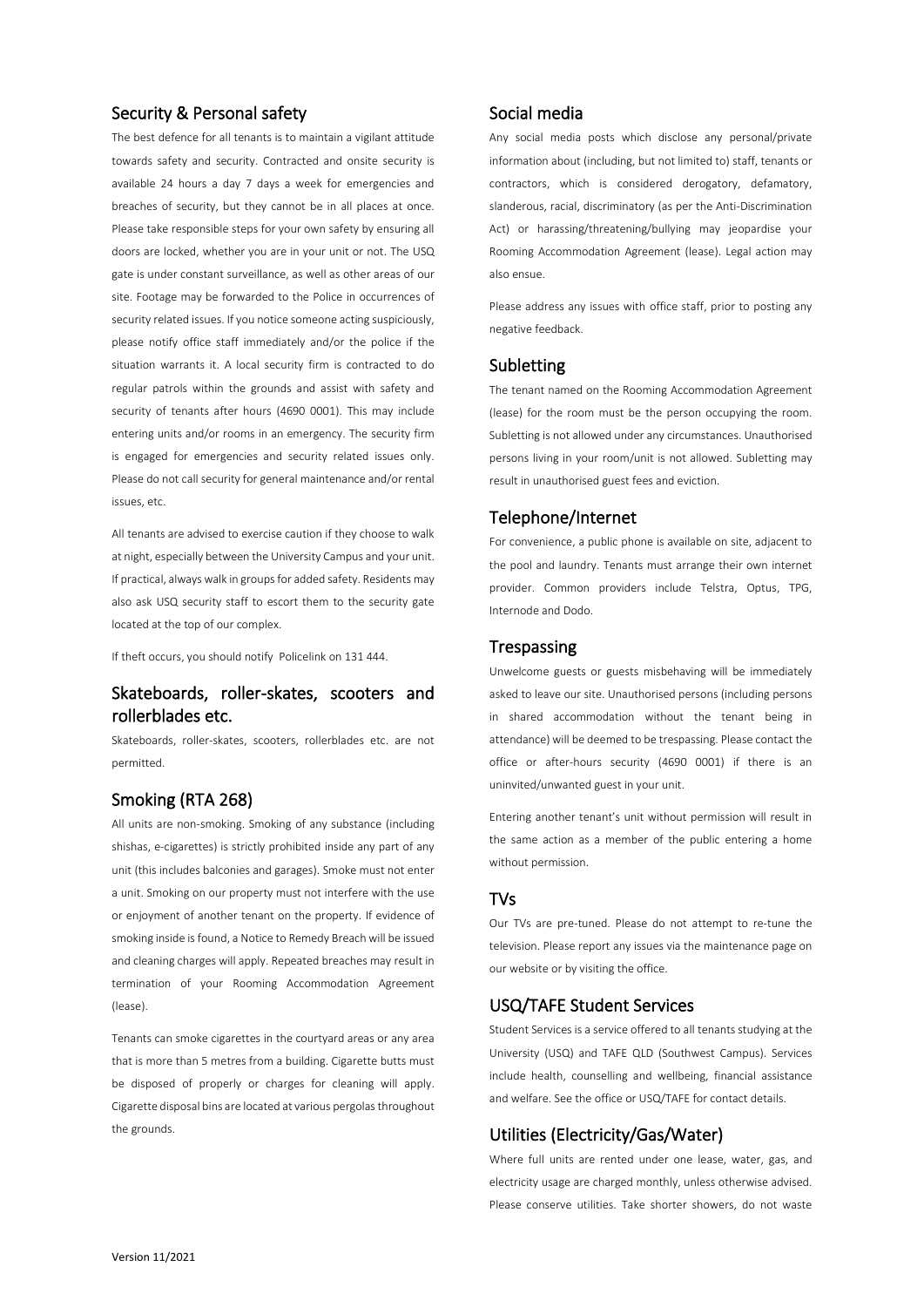## Security & Personal safety

The best defence for all tenants is to maintain a vigilant attitude towards safety and security. Contracted and onsite security is available 24 hours a day 7 days a week for emergencies and breaches of security, but they cannot be in all places at once. Please take responsible steps for your own safety by ensuring all doors are locked, whether you are in your unit or not. The USQ gate is under constant surveillance, as well as other areas of our site. Footage may be forwarded to the Police in occurrences of security related issues. If you notice someone acting suspiciously, please notify office staff immediately and/or the police if the situation warrants it. A local security firm is contracted to do regular patrols within the grounds and assist with safety and security of tenants after hours (4690 0001). This may include entering units and/or rooms in an emergency. The security firm is engaged for emergencies and security related issues only. Please do not call security for general maintenance and/or rental issues, etc.

All tenants are advised to exercise caution if they choose to walk at night, especially between the University Campus and your unit. If practical, always walk in groups for added safety. Residents may also ask USQ security staff to escort them to the security gate located at the top of our complex.

If theft occurs, you should notify Policelink on 131 444.

## Skateboards, roller-skates, scooters and rollerblades etc.

Skateboards, roller-skates, scooters, rollerblades etc. are not permitted.

## Smoking (RTA 268)

All units are non-smoking. Smoking of any substance (including shishas, e-cigarettes) is strictly prohibited inside any part of any unit (this includes balconies and garages). Smoke must not enter a unit. Smoking on our property must not interfere with the use or enjoyment of another tenant on the property. If evidence of smoking inside is found, a Notice to Remedy Breach will be issued and cleaning charges will apply. Repeated breaches may result in termination of your Rooming Accommodation Agreement (lease).

Tenants can smoke cigarettes in the courtyard areas or any area that is more than 5 metres from a building. Cigarette butts must be disposed of properly or charges for cleaning will apply. Cigarette disposal bins are located at various pergolas throughout the grounds.

## Social media

Any social media posts which disclose any personal/private information about (including, but not limited to) staff, tenants or contractors, which is considered derogatory, defamatory, slanderous, racial, discriminatory (as per the Anti-Discrimination Act) or harassing/threatening/bullying may jeopardise your Rooming Accommodation Agreement (lease). Legal action may also ensue.

Please address any issues with office staff, prior to posting any negative feedback.

## Subletting

The tenant named on the Rooming Accommodation Agreement (lease) for the room must be the person occupying the room. Subletting is not allowed under any circumstances. Unauthorised persons living in your room/unit is not allowed. Subletting may result in unauthorised guest fees and eviction.

## Telephone/Internet

For convenience, a public phone is available on site, adjacent to the pool and laundry. Tenants must arrange their own internet provider. Common providers include Telstra, Optus, TPG, Internode and Dodo.

## Trespassing

Unwelcome guests or guests misbehaving will be immediately asked to leave our site. Unauthorised persons (including persons in shared accommodation without the tenant being in attendance) will be deemed to be trespassing. Please contact the office or after-hours security (4690 0001) if there is an uninvited/unwanted guest in your unit.

Entering another tenant's unit without permission will result in the same action as a member of the public entering a home without permission.

## TVs

Our TVs are pre-tuned. Please do not attempt to re-tune the television. Please report any issues via the maintenance page on our website or by visiting the office.

## USQ/TAFE Student Services

Student Services is a service offered to all tenants studying at the University (USQ) and TAFE QLD (Southwest Campus). Services include health, counselling and wellbeing, financial assistance and welfare. See the office or USQ/TAFE for contact details.

## Utilities (Electricity/Gas/Water)

Where full units are rented under one lease, water, gas, and electricity usage are charged monthly, unless otherwise advised. Please conserve utilities. Take shorter showers, do not waste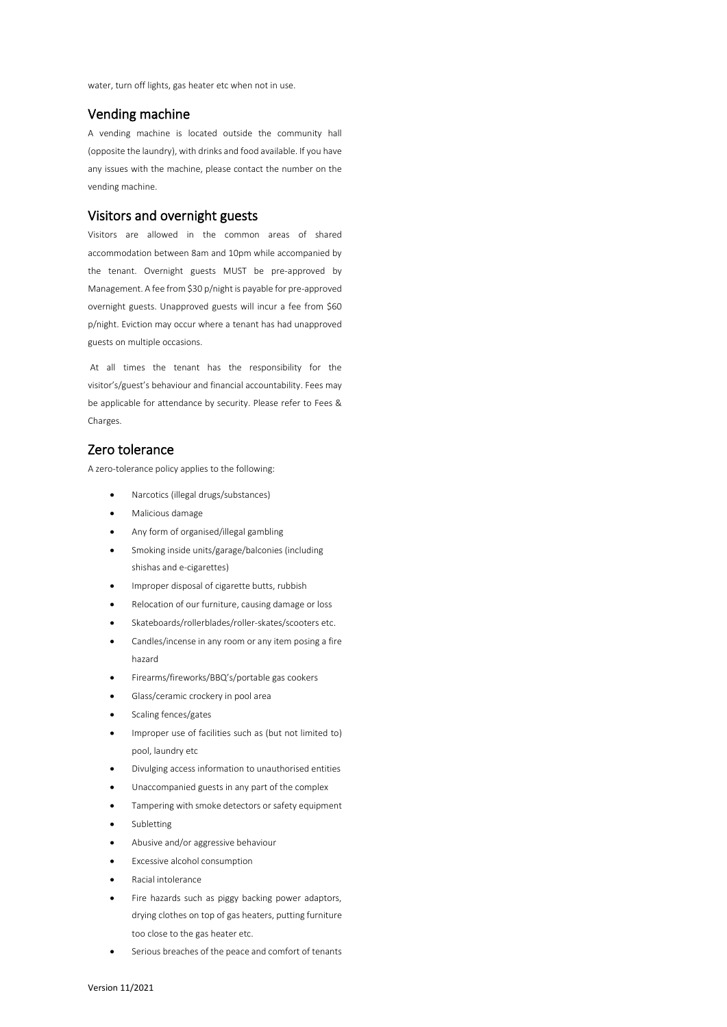water, turn off lights, gas heater etc when not in use.

## Vending machine

A vending machine is located outside the community hall (opposite the laundry), with drinks and food available. If you have any issues with the machine, please contact the number on the vending machine.

## Visitors and overnight guests

Visitors are allowed in the common areas of shared accommodation between 8am and 10pm while accompanied by the tenant. Overnight guests MUST be pre-approved by Management. A fee from $30 p/night is payable for pre-approved overnight guests. Unapproved guests will incur a fee from $60 p/night. Eviction may occur where a tenant has had unapproved guests on multiple occasions.

At all times the tenant has the responsibility for the visitor's/guest's behaviour and financial accountability. Fees may be applicable for attendance by security. Please refer to Fees & Charges.

## Zero tolerance

A zero-tolerance policy applies to the following:

- Narcotics (illegal drugs/substances)
- Malicious damage
- Any form of organised/illegal gambling
- Smoking inside units/garage/balconies (including shishas and e-cigarettes)
- Improper disposal of cigarette butts, rubbish
- Relocation of our furniture, causing damage or loss
- Skateboards/rollerblades/roller-skates/scooters etc.
- Candles/incense in any room or any item posing a fire hazard
- Firearms/fireworks/BBQ's/portable gas cookers
- Glass/ceramic crockery in pool area
- Scaling fences/gates
- Improper use of facilities such as (but not limited to) pool, laundry etc
- Divulging access information to unauthorised entities
- Unaccompanied guests in any part of the complex
- Tampering with smoke detectors or safety equipment
- Subletting
- Abusive and/or aggressive behaviour
- Excessive alcohol consumption
- Racial intolerance
- Fire hazards such as piggy backing power adaptors, drying clothes on top of gas heaters, putting furniture too close to the gas heater etc.
- Serious breaches of the peace and comfort of tenants

Version 11/2021